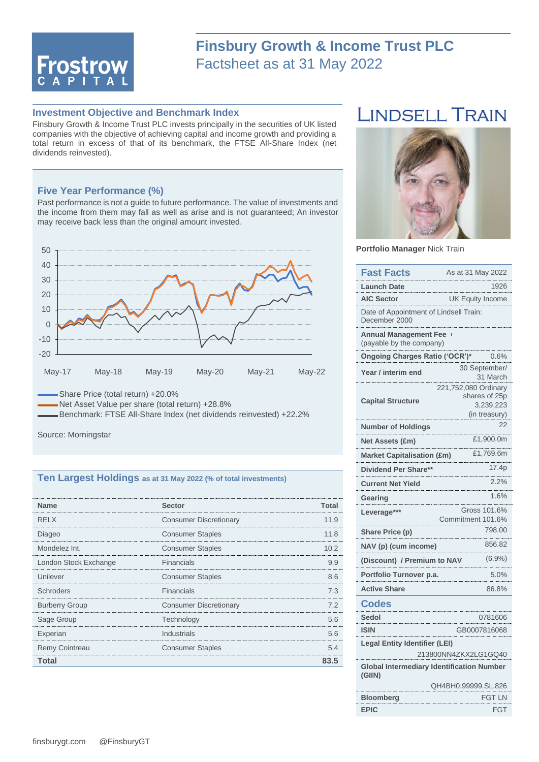# Finsbury Growth & Income Trust PLC

## Factsheet as at 31 May 2022

### Investment Objective and Benchmark Index

Finsbury Growth & Income Trust PLC invests principally in the securities of UK listed companies with the objective of achieving capital and income growth and providing a total return in excess of that of its benchmark, the FTSE All-Share Index (net dividends reinvested).

### Five Year Performance (%)

Past performance is not a guide to future performance. The value of investments and the income from them may fall as well as arise and is not guaranteed; An investor may receive back less than the original amount invested.

- Share Price (total return) +20.0%
- Net Asset Value per share (total return) +28.8%
- Benchmark: FTSE All-Share Index (net dividends reinvested) +22.2%

Source: Morningstar

### Ten Largest Holdings as at 31 May 2022 (% of total investments)

| Name | Sector | Total |
|---|---|---|
| RELX | Consumer Discretionary | 11.9 |
| Diageo | Consumer Staples | 11.8 |
| Mondelez Int. | Consumer Staples | 10.2 |
| London Stock Exchange | Financials | 9.9 |
| Unilever | Consumer Staples | 8.6 |
| Schroders | Financials | 7.3 |
| Burberry Group | Consumer Discretionary | 7.2 |
| Sage Group | Technology | 5.6 |
| Experian | Industrials | 5.6 |
| Remy Cointreau | Consumer Staples | 5.4 |
| **Total** | | **83.5** |

**Portfolio Manager** Nick Train

### Fast Facts

As at 31 May 2022

| | |
|---|---|
| **Launch Date** | 1926 |
| **AIC Sector** | UK Equity Income |
| Date of Appointment of Lindsell Train: December 2000 | |
| **Annual Management Fee** † (payable by the company) | |
| **Ongoing Charges Ratio ('OCR')*** | 0.6% |
| **Year / interim end** | 30 September/ 31 March |
| **Capital Structure** | 221,752,080 Ordinary shares of 25p 3,239,223 (in treasury) |
| **Number of Holdings** | 22 |
| **Net Assets (£m)** | £1,900.0m |
| **Market Capitalisation (£m)** | £1,769.6m |
| **Dividend Per Share**** | 17.4p |
| **Current Net Yield** | 2.2% |
| **Gearing** | 1.6% |
| **Leverage***** | Gross 101.6% Commitment 101.6% |
| **Share Price (p)** | 798.00 |
| **NAV (p) (cum income)** | 856.82 |
| **(Discount) / Premium to NAV** | (6.9%) |
| **Portfolio Turnover p.a.** | 5.0% |
| **Active Share** | 86.8% |

### Codes

| | |
|---|---|
| **Sedol** | 0781606 |
| **ISIN** | GB0007816068 |
| **Legal Entity Identifier (LEI)** | 213800NN4ZKX2LG1GQ40 |
| **Global Intermediary Identification Number (GIIN)** | QH4BH0.99999.SL.826 |
| **Bloomberg** | FGT LN |
| **EPIC** | FGT |

finsburygt.com @FinsburyGT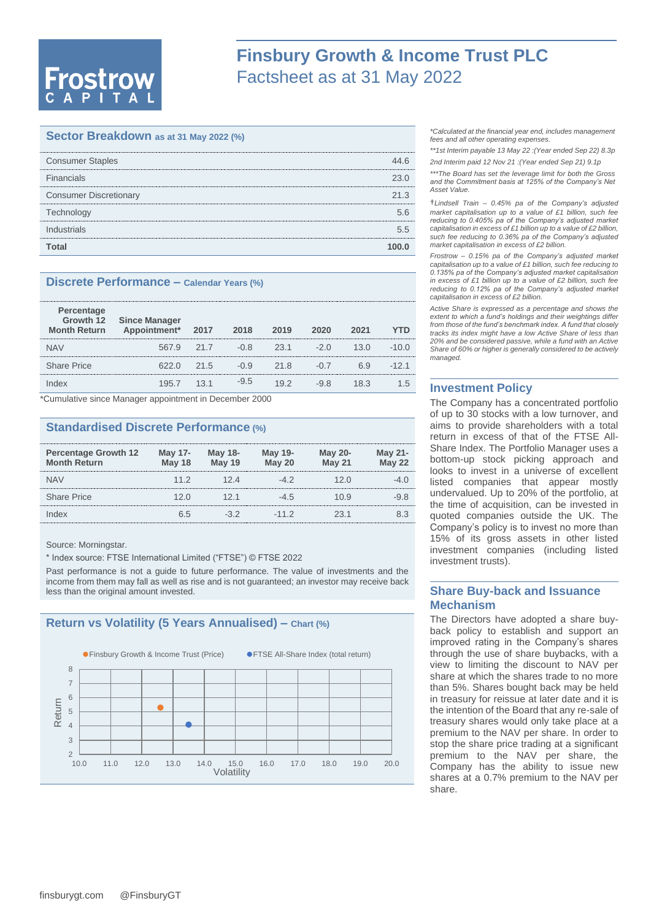# Finsbury Growth & Income Trust PLC

Factsheet as at 31 May 2022

## Sector Breakdown as at 31 May 2022 (%)

| | |
|---|---|
| Consumer Staples | 44.6 |
| Financials | 23.0 |
| Consumer Discretionary | 21.3 |
| Technology | 5.6 |
| Industrials | 5.5 |
| **Total** | **100.0** |

## Discrete Performance – Calendar Years (%)

| Percentage Growth 12 Month Return | Since Manager Appointment* | 2017 | 2018 | 2019 | 2020 | 2021 | YTD |
|---|---|---|---|---|---|---|---|
| NAV | 567.9 | 21.7 | -0.8 | 23.1 | -2.0 | 13.0 | -10.0 |
| Share Price | 622.0 | 21.5 | -0.9 | 21.8 | -0.7 | 6.9 | -12.1 |
| Index | 195.7 | 13.1 | -9.5 | 19.2 | -9.8 | 18.3 | 1.5 |

*Cumulative since Manager appointment in December 2000

## Standardised Discrete Performance (%)

| Percentage Growth 12 Month Return | May 17-May 18 | May 18-May 19 | May 19-May 20 | May 20-May 21 | May 21-May 22 |
|---|---|---|---|---|---|
| NAV | 11.2 | 12.4 | -4.2 | 12.0 | -4.0 |
| Share Price | 12.0 | 12.1 | -4.5 | 10.9 | -9.8 |
| Index | 6.5 | -3.2 | -11.2 | 23.1 | 8.3 |

Source: Morningstar.

* Index source: FTSE International Limited ("FTSE") © FTSE 2022

Past performance is not a guide to future performance. The value of investments and the income from them may fall as well as rise and is not guaranteed; an investor may receive back less than the original amount invested.

## Return vs Volatility (5 Years Annualised) – Chart (%)

Finsbury Growth & Income Trust (Price) | FTSE All-Share Index (total return)

Return (2–8) vs Volatility (10.0–20.0)

*Calculated at the financial year end, includes management fees and all other operating expenses.

**1st Interim payable 13 May 22 :(Year ended Sep 22) 8.3p

2nd Interim paid 12 Nov 21 :(Year ended Sep 21) 9.1p

***The Board has set the leverage limit for both the Gross and the Commitment basis at 125% of the Company's Net Asset Value.

†Lindsell Train – 0.45% pa of the Company's adjusted market capitalisation up to a value of £1 billion, such fee reducing to 0.405% pa of the Company's adjusted market capitalisation in excess of £1 billion up to a value of £2 billion, such fee reducing to 0.36% pa of the Company's adjusted market capitalisation in excess of £2 billion.

Frostrow – 0.15% pa of the Company's adjusted market capitalisation up to a value of £1 billion, such fee reducing to 0.135% pa of the Company's adjusted market capitalisation in excess of £1 billion up to a value of £2 billion, such fee reducing to 0.12% pa of the Company's adjusted market capitalisation in excess of £2 billion.

Active Share is expressed as a percentage and shows the extent to which a fund's holdings and their weightings differ from those of the fund's benchmark index. A fund that closely tracks its index might have a low Active Share of less than 20% and be considered passive, while a fund with an Active Share of 60% or higher is generally considered to be actively managed.

## Investment Policy

The Company has a concentrated portfolio of up to 30 stocks with a low turnover, and aims to provide shareholders with a total return in excess of that of the FTSE All-Share Index. The Portfolio Manager uses a bottom-up stock picking approach and looks to invest in a universe of excellent listed companies that appear mostly undervalued. Up to 20% of the portfolio, at the time of acquisition, can be invested in quoted companies outside the UK. The Company's policy is to invest no more than 15% of its gross assets in other listed investment companies (including listed investment trusts).

## Share Buy-back and Issuance Mechanism

The Directors have adopted a share buy-back policy to establish and support an improved rating in the Company's shares through the use of share buybacks, with a view to limiting the discount to NAV per share at which the shares trade to no more than 5%. Shares bought back may be held in treasury for reissue at later date and it is the intention of the Board that any re-sale of treasury shares would only take place at a premium to the NAV per share. In order to stop the share price trading at a significant premium to the NAV per share, the Company has the ability to issue new shares at a 0.7% premium to the NAV per share.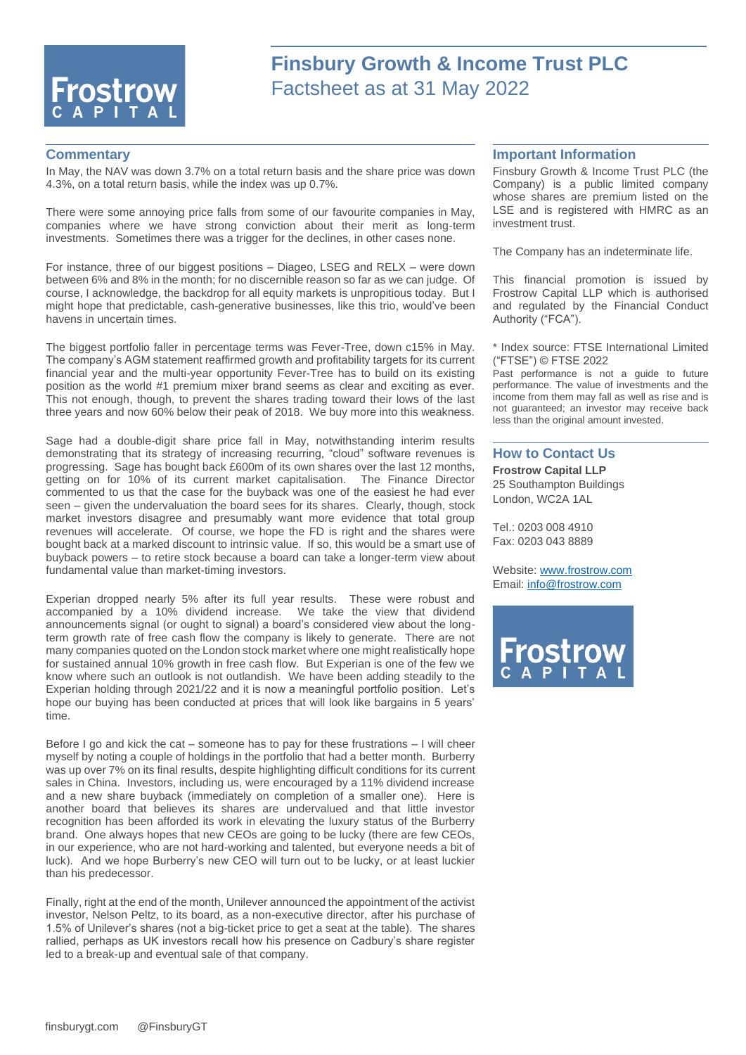# Finsbury Growth & Income Trust PLC

Factsheet as at 31 May 2022

## Commentary

In May, the NAV was down 3.7% on a total return basis and the share price was down 4.3%, on a total return basis, while the index was up 0.7%.

There were some annoying price falls from some of our favourite companies in May, companies where we have strong conviction about their merit as long-term investments. Sometimes there was a trigger for the declines, in other cases none.

For instance, three of our biggest positions – Diageo, LSEG and RELX – were down between 6% and 8% in the month; for no discernible reason so far as we can judge. Of course, I acknowledge, the backdrop for all equity markets is unpropitious today. But I might hope that predictable, cash-generative businesses, like this trio, would've been havens in uncertain times.

The biggest portfolio faller in percentage terms was Fever-Tree, down c15% in May. The company's AGM statement reaffirmed growth and profitability targets for its current financial year and the multi-year opportunity Fever-Tree has to build on its existing position as the world #1 premium mixer brand seems as clear and exciting as ever. This not enough, though, to prevent the shares trading toward their lows of the last three years and now 60% below their peak of 2018. We buy more into this weakness.

Sage had a double-digit share price fall in May, notwithstanding interim results demonstrating that its strategy of increasing recurring, "cloud" software revenues is progressing. Sage has bought back £600m of its own shares over the last 12 months, getting on for 10% of its current market capitalisation. The Finance Director commented to us that the case for the buyback was one of the easiest he had ever seen – given the undervaluation the board sees for its shares. Clearly, though, stock market investors disagree and presumably want more evidence that total group revenues will accelerate. Of course, we hope the FD is right and the shares were bought back at a marked discount to intrinsic value. If so, this would be a smart use of buyback powers – to retire stock because a board can take a longer-term view about fundamental value than market-timing investors.

Experian dropped nearly 5% after its full year results. These were robust and accompanied by a 10% dividend increase. We take the view that dividend announcements signal (or ought to signal) a board's considered view about the long-term growth rate of free cash flow the company is likely to generate. There are not many companies quoted on the London stock market where one might realistically hope for sustained annual 10% growth in free cash flow. But Experian is one of the few we know where such an outlook is not outlandish. We have been adding steadily to the Experian holding through 2021/22 and it is now a meaningful portfolio position. Let's hope our buying has been conducted at prices that will look like bargains in 5 years' time.

Before I go and kick the cat – someone has to pay for these frustrations – I will cheer myself by noting a couple of holdings in the portfolio that had a better month. Burberry was up over 7% on its final results, despite highlighting difficult conditions for its current sales in China. Investors, including us, were encouraged by a 11% dividend increase and a new share buyback (immediately on completion of a smaller one). Here is another board that believes its shares are undervalued and that little investor recognition has been afforded its work in elevating the luxury status of the Burberry brand. One always hopes that new CEOs are going to be lucky (there are few CEOs, in our experience, who are not hard-working and talented, but everyone needs a bit of luck). And we hope Burberry's new CEO will turn out to be lucky, or at least luckier than his predecessor.

Finally, right at the end of the month, Unilever announced the appointment of the activist investor, Nelson Peltz, to its board, as a non-executive director, after his purchase of 1.5% of Unilever's shares (not a big-ticket price to get a seat at the table). The shares rallied, perhaps as UK investors recall how his presence on Cadbury's share register led to a break-up and eventual sale of that company.

## Important Information

Finsbury Growth & Income Trust PLC (the Company) is a public limited company whose shares are premium listed on the LSE and is registered with HMRC as an investment trust.

The Company has an indeterminate life.

This financial promotion is issued by Frostrow Capital LLP which is authorised and regulated by the Financial Conduct Authority ("FCA").

\* Index source: FTSE International Limited ("FTSE") © FTSE 2022

Past performance is not a guide to future performance. The value of investments and the income from them may fall as well as rise and is not guaranteed; an investor may receive back less than the original amount invested.

## How to Contact Us

**Frostrow Capital LLP**
25 Southampton Buildings
London, WC2A 1AL

Tel.: 0203 008 4910
Fax: 0203 043 8889

Website: www.frostrow.com
Email: info@frostrow.com

finsburygt.com @FinsburyGT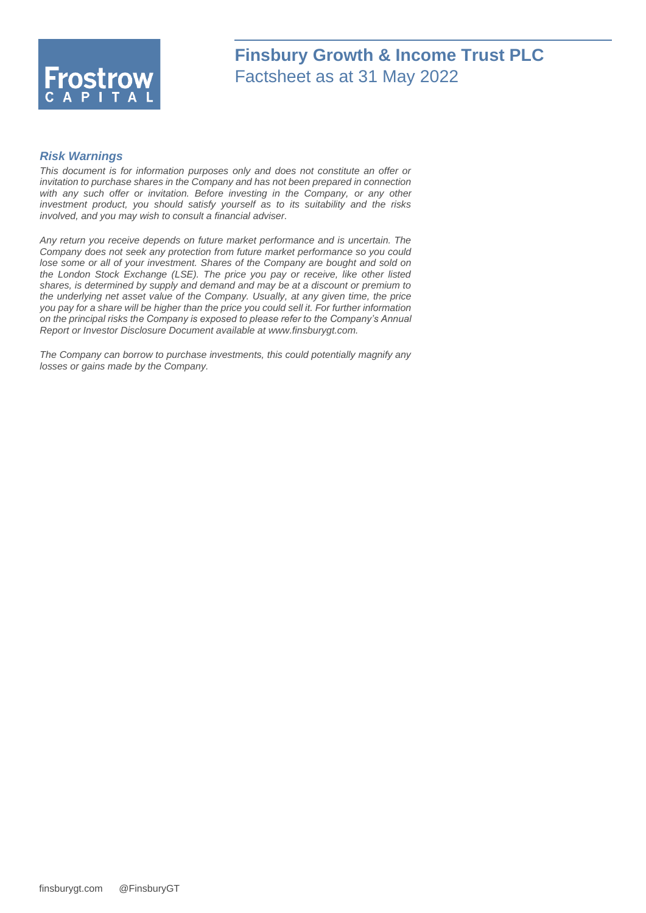# Finsbury Growth & Income Trust PLC

Factsheet as at 31 May 2022

### *Risk Warnings*

*This document is for information purposes only and does not constitute an offer or invitation to purchase shares in the Company and has not been prepared in connection with any such offer or invitation. Before investing in the Company, or any other investment product, you should satisfy yourself as to its suitability and the risks involved, and you may wish to consult a financial adviser.*

*Any return you receive depends on future market performance and is uncertain. The Company does not seek any protection from future market performance so you could lose some or all of your investment. Shares of the Company are bought and sold on the London Stock Exchange (LSE). The price you pay or receive, like other listed shares, is determined by supply and demand and may be at a discount or premium to the underlying net asset value of the Company. Usually, at any given time, the price you pay for a share will be higher than the price you could sell it. For further information on the principal risks the Company is exposed to please refer to the Company's Annual Report or Investor Disclosure Document available at www.finsburygt.com.*

*The Company can borrow to purchase investments, this could potentially magnify any losses or gains made by the Company.*